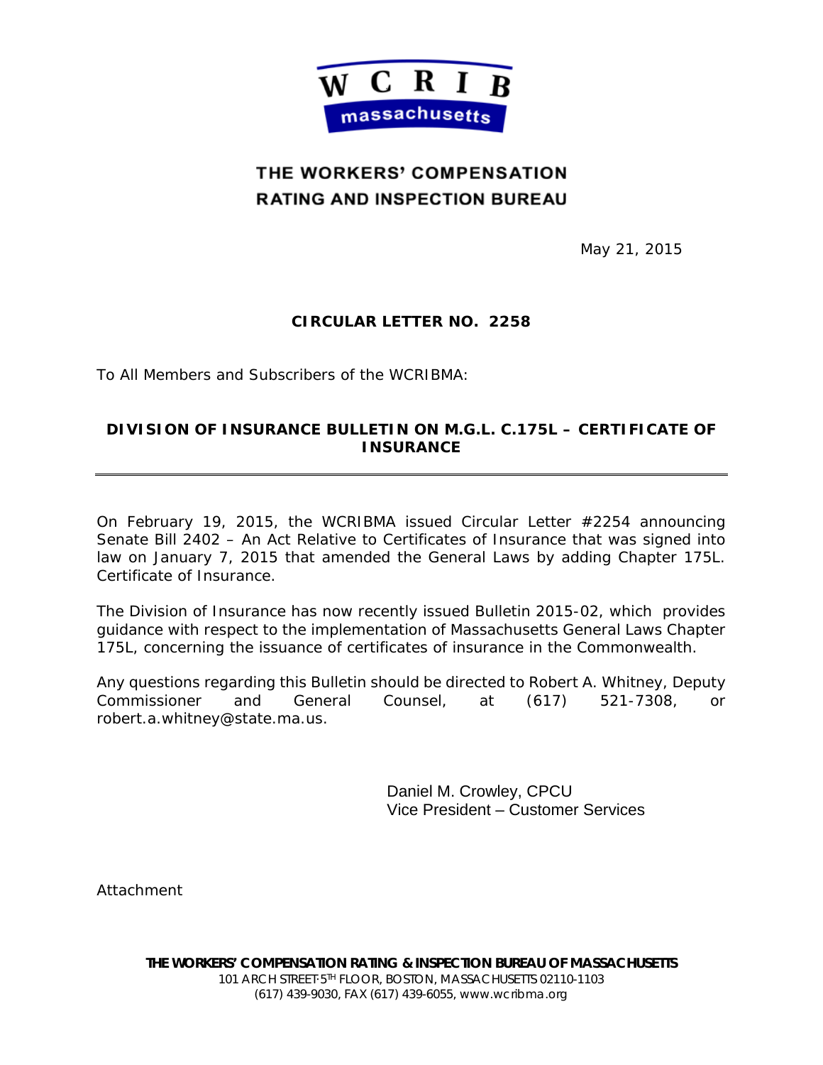W C R I B
massachusetts

# THE WORKERS' COMPENSATION RATING AND INSPECTION BUREAU

May 21, 2015

**CIRCULAR LETTER NO. 2258**

To All Members and Subscribers of the WCRIBMA:

## DIVISION OF INSURANCE BULLETIN ON M.G.L. C.175L – CERTIFICATE OF INSURANCE

---

On February 19, 2015, the WCRIBMA issued Circular Letter #2254 announcing Senate Bill 2402 – An Act Relative to Certificates of Insurance that was signed into law on January 7, 2015 that amended the General Laws by adding Chapter 175L. Certificate of Insurance.

The Division of Insurance has now recently issued Bulletin 2015-02, which provides guidance with respect to the implementation of Massachusetts General Laws Chapter 175L, concerning the issuance of certificates of insurance in the Commonwealth.

Any questions regarding this Bulletin should be directed to Robert A. Whitney, Deputy Commissioner and General Counsel, at (617) 521-7308, or robert.a.whitney@state.ma.us.

Daniel M. Crowley, CPCU
Vice President – Customer Services

Attachment

**THE WORKERS' COMPENSATION RATING & INSPECTION BUREAU OF MASSACHUSETTS**
101 ARCH STREET·5TH FLOOR, BOSTON, MASSACHUSETTS 02110-1103
(617) 439-9030, FAX (617) 439-6055, www.wcribma.org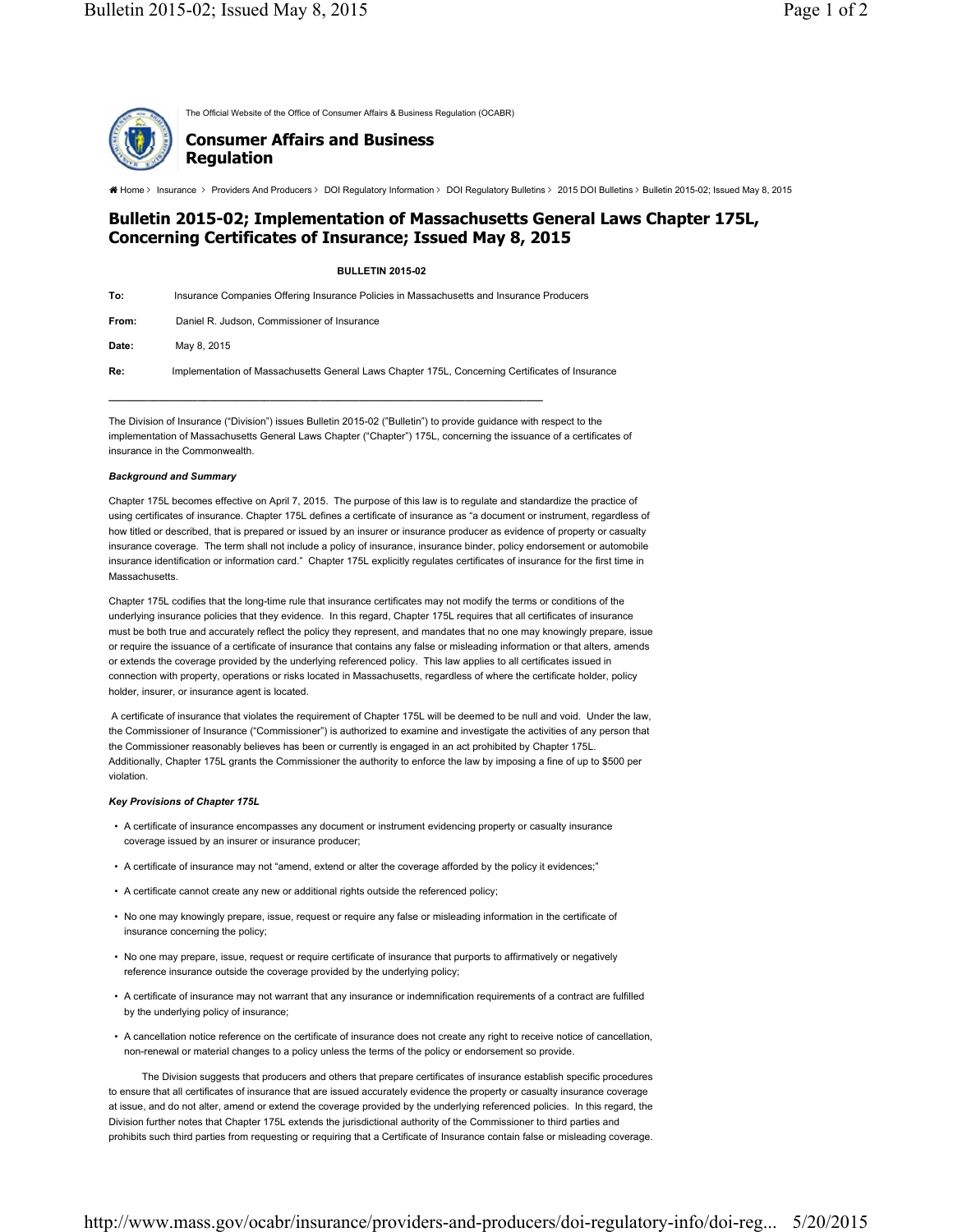The Official Website of the Office of Consumer Affairs & Business Regulation (OCABR)

**Consumer Affairs and Business Regulation**

Home > Insurance > Providers And Producers > DOI Regulatory Information > DOI Regulatory Bulletins > 2015 DOI Bulletins > Bulletin 2015-02; Issued May 8, 2015

# Bulletin 2015-02; Implementation of Massachusetts General Laws Chapter 175L, Concerning Certificates of Insurance; Issued May 8, 2015

**BULLETIN 2015-02**

**To:** Insurance Companies Offering Insurance Policies in Massachusetts and Insurance Producers

**From:** Daniel R. Judson, Commissioner of Insurance

**Date:** May 8, 2015

**Re:** Implementation of Massachusetts General Laws Chapter 175L, Concerning Certificates of Insurance

---

The Division of Insurance ("Division") issues Bulletin 2015-02 ("Bulletin") to provide guidance with respect to the implementation of Massachusetts General Laws Chapter ("Chapter") 175L, concerning the issuance of a certificates of insurance in the Commonwealth.

***Background and Summary***

Chapter 175L becomes effective on April 7, 2015. The purpose of this law is to regulate and standardize the practice of using certificates of insurance. Chapter 175L defines a certificate of insurance as "a document or instrument, regardless of how titled or described, that is prepared or issued by an insurer or insurance producer as evidence of property or casualty insurance coverage. The term shall not include a policy of insurance, insurance binder, policy endorsement or automobile insurance identification or information card." Chapter 175L explicitly regulates certificates of insurance for the first time in Massachusetts.

Chapter 175L codifies that the long-time rule that insurance certificates may not modify the terms or conditions of the underlying insurance policies that they evidence. In this regard, Chapter 175L requires that all certificates of insurance must be both true and accurately reflect the policy they represent, and mandates that no one may knowingly prepare, issue or require the issuance of a certificate of insurance that contains any false or misleading information or that alters, amends or extends the coverage provided by the underlying referenced policy. This law applies to all certificates issued in connection with property, operations or risks located in Massachusetts, regardless of where the certificate holder, policy holder, insurer, or insurance agent is located.

A certificate of insurance that violates the requirement of Chapter 175L will be deemed to be null and void. Under the law, the Commissioner of Insurance ("Commissioner") is authorized to examine and investigate the activities of any person that the Commissioner reasonably believes has been or currently is engaged in an act prohibited by Chapter 175L. Additionally, Chapter 175L grants the Commissioner the authority to enforce the law by imposing a fine of up to $500 per violation.

***Key Provisions of Chapter 175L***

- A certificate of insurance encompasses any document or instrument evidencing property or casualty insurance coverage issued by an insurer or insurance producer;
- A certificate of insurance may not "amend, extend or alter the coverage afforded by the policy it evidences;"
- A certificate cannot create any new or additional rights outside the referenced policy;
- No one may knowingly prepare, issue, request or require any false or misleading information in the certificate of insurance concerning the policy;
- No one may prepare, issue, request or require certificate of insurance that purports to affirmatively or negatively reference insurance outside the coverage provided by the underlying policy;
- A certificate of insurance may not warrant that any insurance or indemnification requirements of a contract are fulfilled by the underlying policy of insurance;
- A cancellation notice reference on the certificate of insurance does not create any right to receive notice of cancellation, non-renewal or material changes to a policy unless the terms of the policy or endorsement so provide.

The Division suggests that producers and others that prepare certificates of insurance establish specific procedures to ensure that all certificates of insurance that are issued accurately evidence the property or casualty insurance coverage at issue, and do not alter, amend or extend the coverage provided by the underlying referenced policies. In this regard, the Division further notes that Chapter 175L extends the jurisdictional authority of the Commissioner to third parties and prohibits such third parties from requesting or requiring that a Certificate of Insurance contain false or misleading coverage.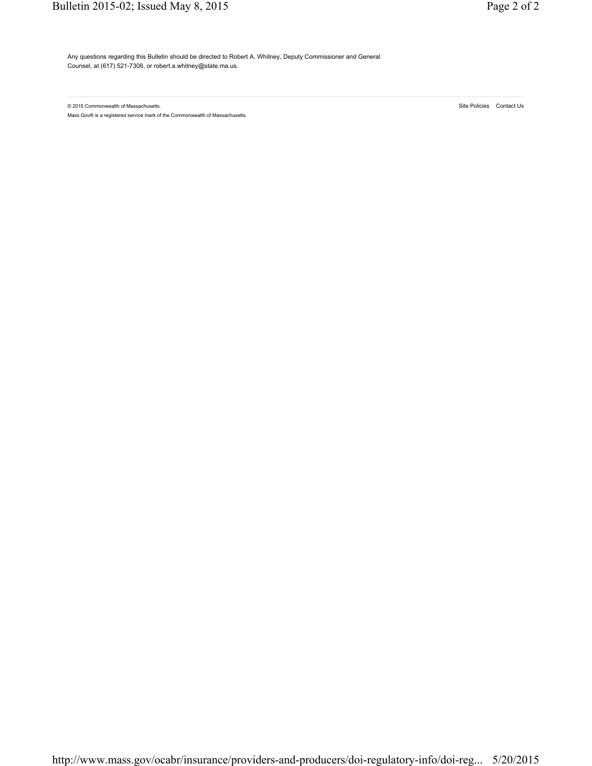Any questions regarding this Bulletin should be directed to Robert A. Whitney, Deputy Commissioner and General Counsel, at (617) 521-7308, or robert.a.whitney@state.ma.us.

© 2015 Commonwealth of Massachusetts.

Mass.Gov® is a registered service mark of the Commonwealth of Massachusetts.

Site Policies Contact Us